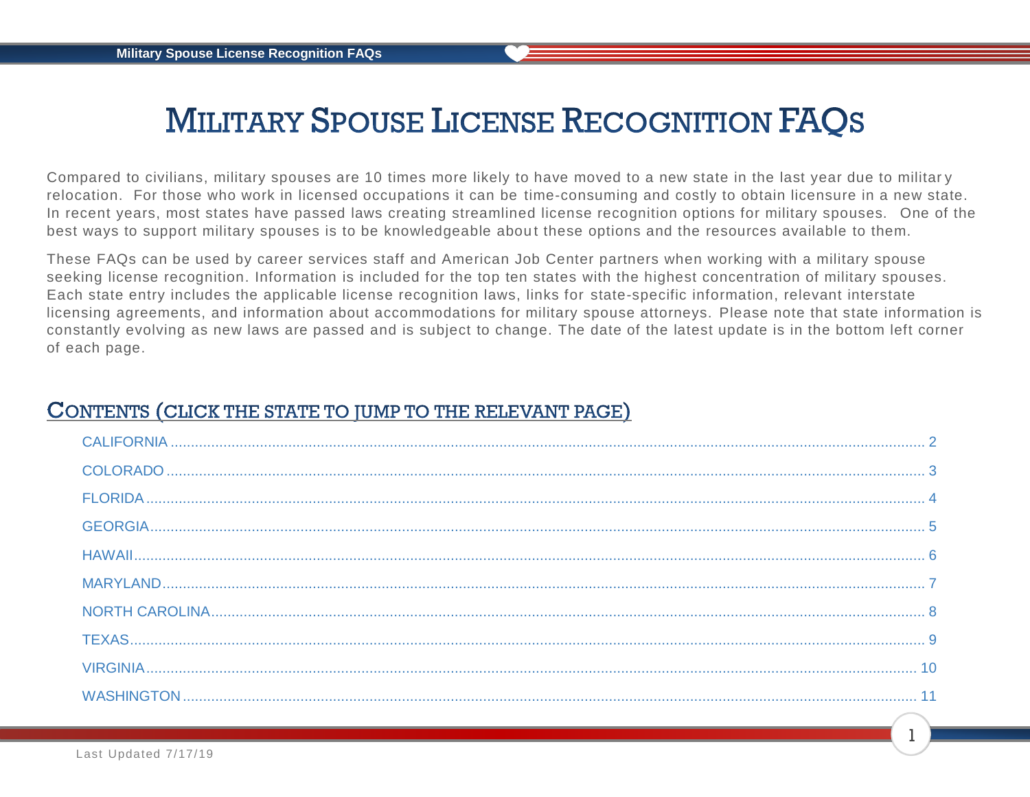# Military Spouse License Recognition FAQs

Compared to civilians, military spouses are 10 times more likely to have moved to a new state in the last year due to military relocation. For those who work in licensed occupations it can be time-consuming and costly to obtain licensure in a new state. In recent years, most states have passed laws creating streamlined license recognition options for military spouses. One of the best ways to support military spouses is to be knowledgeable about these options and the resources available to them.

These FAQs can be used by career services staff and American Job Center partners when working with a military spouse seeking license recognition. Information is included for the top ten states with the highest concentration of military spouses. Each state entry includes the applicable license recognition laws, links for state-specific information, relevant interstate licensing agreements, and information about accommodations for military spouse attorneys. Please note that state information is constantly evolving as new laws are passed and is subject to change. The date of the latest update is in the bottom left corner of each page.

## Contents (click the state to jump to the relevant page)

- CALIFORNIA ..... 2
- COLORADO ..... 3
- FLORIDA ..... 4
- GEORGIA ..... 5
- HAWAII ..... 6
- MARYLAND ..... 7
- NORTH CAROLINA ..... 8
- TEXAS ..... 9
- VIRGINIA ..... 10
- WASHINGTON ..... 11

Last Updated 7/17/19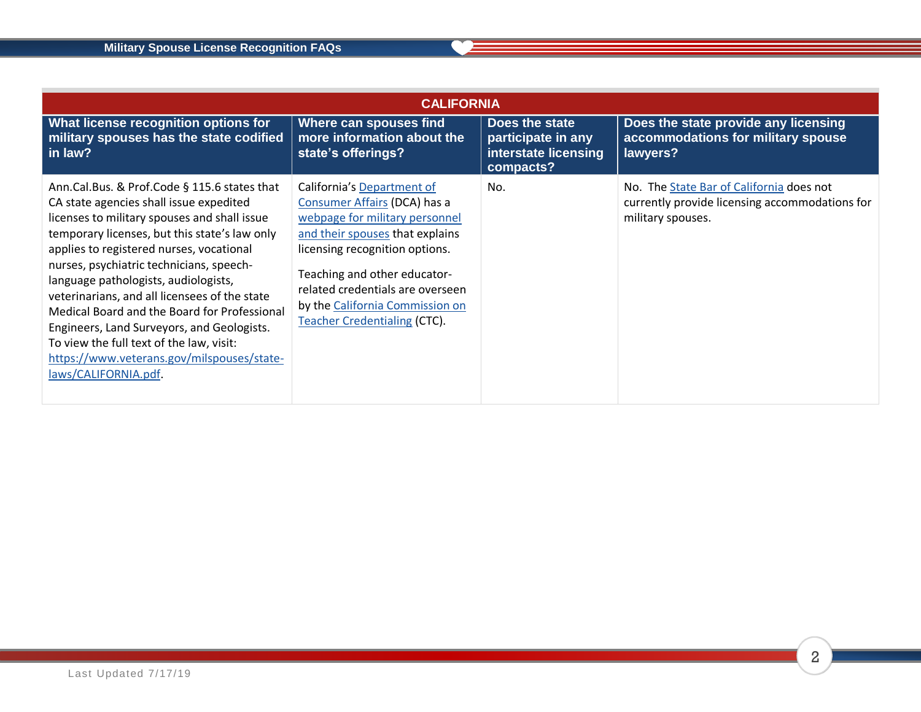| CALIFORNIA | | | |
|---|---|---|---|
| **What license recognition options for military spouses has the state codified in law?** | **Where can spouses find more information about the state's offerings?** | **Does the state participate in any interstate licensing compacts?** | **Does the state provide any licensing accommodations for military spouse lawyers?** |
| Ann.Cal.Bus. & Prof.Code § 115.6 states that CA state agencies shall issue expedited licenses to military spouses and shall issue temporary licenses, but this state's law only applies to registered nurses, vocational nurses, psychiatric technicians, speech-language pathologists, audiologists, veterinarians, and all licensees of the state Medical Board and the Board for Professional Engineers, Land Surveyors, and Geologists. To view the full text of the law, visit: https://www.veterans.gov/milspouses/state-laws/CALIFORNIA.pdf. | California's Department of Consumer Affairs (DCA) has a webpage for military personnel and their spouses that explains licensing recognition options.<br><br>Teaching and other educator-related credentials are overseen by the California Commission on Teacher Credentialing (CTC). | No. | No. The State Bar of California does not currently provide licensing accommodations for military spouses. |

Last Updated 7/17/19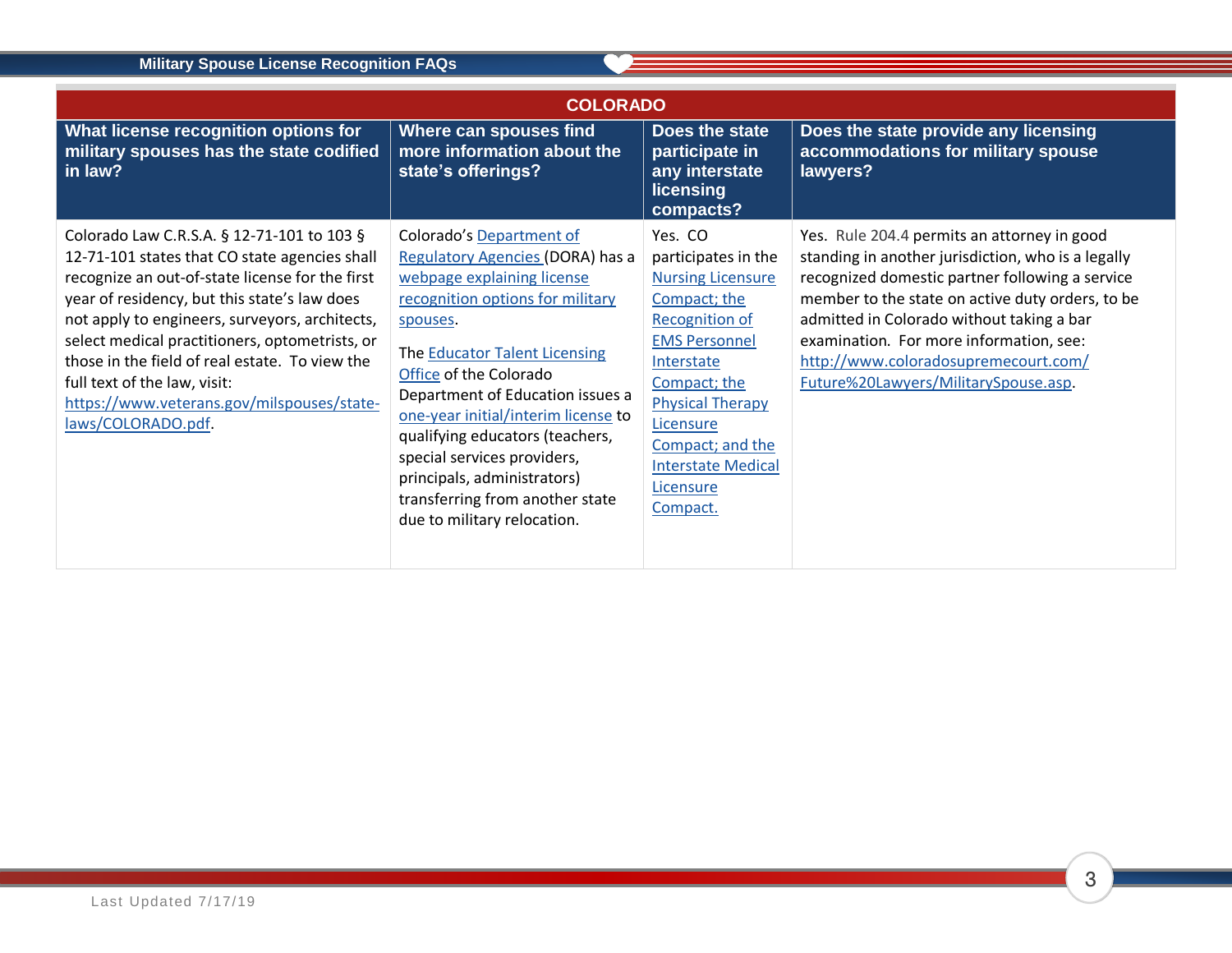| COLORADO | | | |
|---|---|---|---|
| **What license recognition options for military spouses has the state codified in law?** | **Where can spouses find more information about the state's offerings?** | **Does the state participate in any interstate licensing compacts?** | **Does the state provide any licensing accommodations for military spouse lawyers?** |
| Colorado Law C.R.S.A. § 12-71-101 to 103 § 12-71-101 states that CO state agencies shall recognize an out-of-state license for the first year of residency, but this state's law does not apply to engineers, surveyors, architects, select medical practitioners, optometrists, or those in the field of real estate. To view the full text of the law, visit: https://www.veterans.gov/milspouses/state-laws/COLORADO.pdf. | Colorado's Department of Regulatory Agencies (DORA) has a webpage explaining license recognition options for military spouses.<br><br>The Educator Talent Licensing Office of the Colorado Department of Education issues a one-year initial/interim license to qualifying educators (teachers, special services providers, principals, administrators) transferring from another state due to military relocation. | Yes. CO participates in the Nursing Licensure Compact; the Recognition of EMS Personnel Interstate Compact; the Physical Therapy Licensure Compact; and the Interstate Medical Licensure Compact. | Yes. Rule 204.4 permits an attorney in good standing in another jurisdiction, who is a legally recognized domestic partner following a service member to the state on active duty orders, to be admitted in Colorado without taking a bar examination. For more information, see: http://www.coloradosupremecourt.com/Future%20Lawyers/MilitarySpouse.asp. |

Last Updated 7/17/19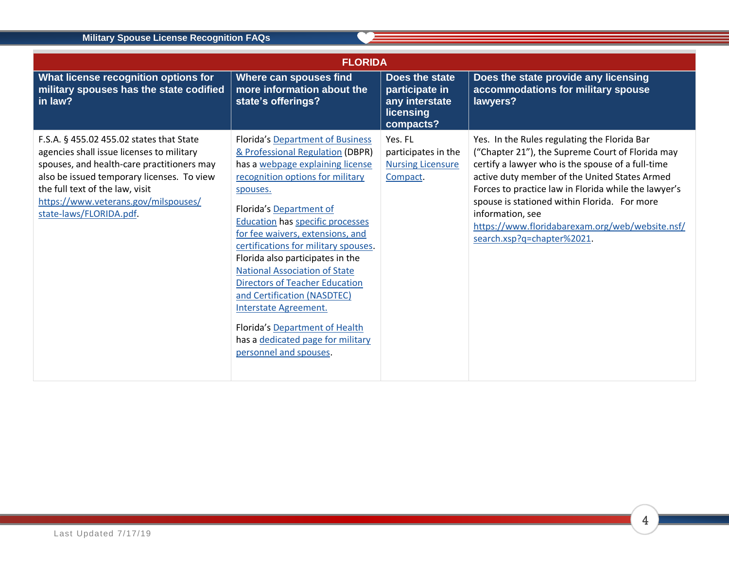| FLORIDA | | | |
|---|---|---|---|
| **What license recognition options for military spouses has the state codified in law?** | **Where can spouses find more information about the state's offerings?** | **Does the state participate in any interstate licensing compacts?** | **Does the state provide any licensing accommodations for military spouse lawyers?** |
| F.S.A. § 455.02 455.02 states that State agencies shall issue licenses to military spouses, and health-care practitioners may also be issued temporary licenses. To view the full text of the law, visit https://www.veterans.gov/milspouses/state-laws/FLORIDA.pdf. | Florida's Department of Business & Professional Regulation (DBPR) has a webpage explaining license recognition options for military spouses.<br><br>Florida's Department of Education has specific processes for fee waivers, extensions, and certifications for military spouses. Florida also participates in the National Association of State Directors of Teacher Education and Certification (NASDTEC) Interstate Agreement.<br><br>Florida's Department of Health has a dedicated page for military personnel and spouses. | Yes. FL participates in the Nursing Licensure Compact. | Yes. In the Rules regulating the Florida Bar ("Chapter 21"), the Supreme Court of Florida may certify a lawyer who is the spouse of a full-time active duty member of the United States Armed Forces to practice law in Florida while the lawyer's spouse is stationed within Florida. For more information, see https://www.floridabarexam.org/web/website.nsf/search.xsp?q=chapter%2021. |

Last Updated 7/17/19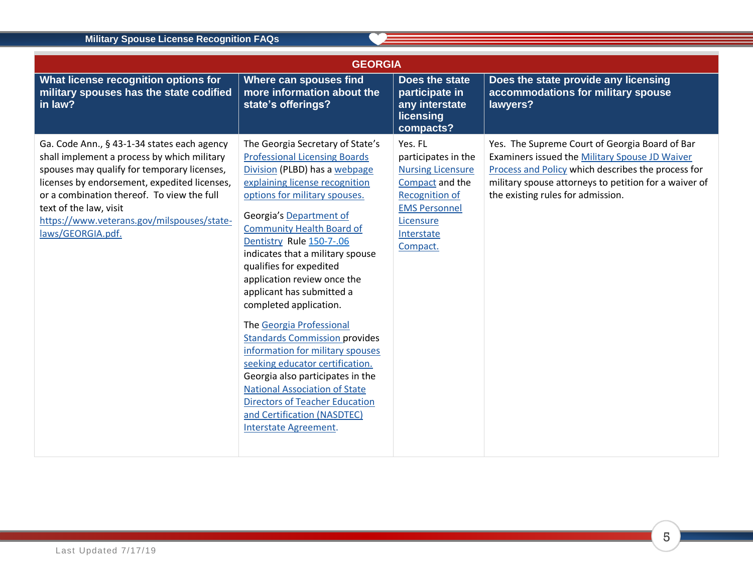| GEORGIA | | | |
|---|---|---|---|
| **What license recognition options for military spouses has the state codified in law?** | **Where can spouses find more information about the state's offerings?** | **Does the state participate in any interstate licensing compacts?** | **Does the state provide any licensing accommodations for military spouse lawyers?** |
| Ga. Code Ann., § 43-1-34 states each agency shall implement a process by which military spouses may qualify for temporary licenses, licenses by endorsement, expedited licenses, or a combination thereof. To view the full text of the law, visit https://www.veterans.gov/milspouses/state-laws/GEORGIA.pdf. | The Georgia Secretary of State's Professional Licensing Boards Division (PLBD) has a webpage explaining license recognition options for military spouses.<br><br>Georgia's Department of Community Health Board of Dentistry Rule 150-7-.06 indicates that a military spouse qualifies for expedited application review once the applicant has submitted a completed application.<br><br>The Georgia Professional Standards Commission provides information for military spouses seeking educator certification. Georgia also participates in the National Association of State Directors of Teacher Education and Certification (NASDTEC) Interstate Agreement. | Yes. FL participates in the Nursing Licensure Compact and the Recognition of EMS Personnel Licensure Interstate Compact. | Yes. The Supreme Court of Georgia Board of Bar Examiners issued the Military Spouse JD Waiver Process and Policy which describes the process for military spouse attorneys to petition for a waiver of the existing rules for admission. |

Last Updated 7/17/19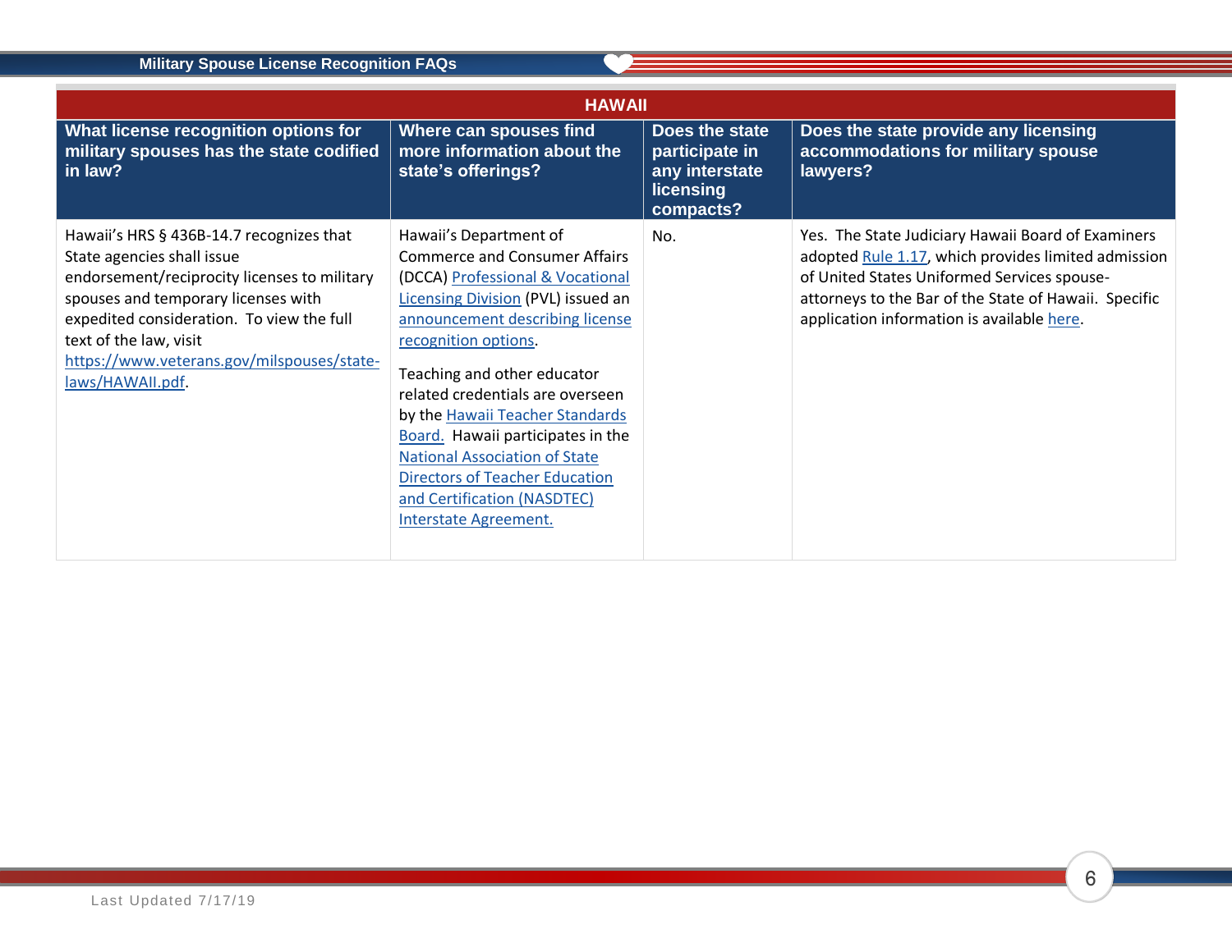## HAWAII

| What license recognition options for military spouses has the state codified in law? | Where can spouses find more information about the state's offerings? | Does the state participate in any interstate licensing compacts? | Does the state provide any licensing accommodations for military spouse lawyers? |
|---|---|---|---|
| Hawaii's HRS § 436B-14.7 recognizes that State agencies shall issue endorsement/reciprocity licenses to military spouses and temporary licenses with expedited consideration. To view the full text of the law, visit https://www.veterans.gov/milspouses/state-laws/HAWAII.pdf. | Hawaii's Department of Commerce and Consumer Affairs (DCCA) Professional & Vocational Licensing Division (PVL) issued an announcement describing license recognition options.<br><br>Teaching and other educator related credentials are overseen by the Hawaii Teacher Standards Board. Hawaii participates in the National Association of State Directors of Teacher Education and Certification (NASDTEC) Interstate Agreement. | No. | Yes. The State Judiciary Hawaii Board of Examiners adopted Rule 1.17, which provides limited admission of United States Uniformed Services spouse-attorneys to the Bar of the State of Hawaii. Specific application information is available here. |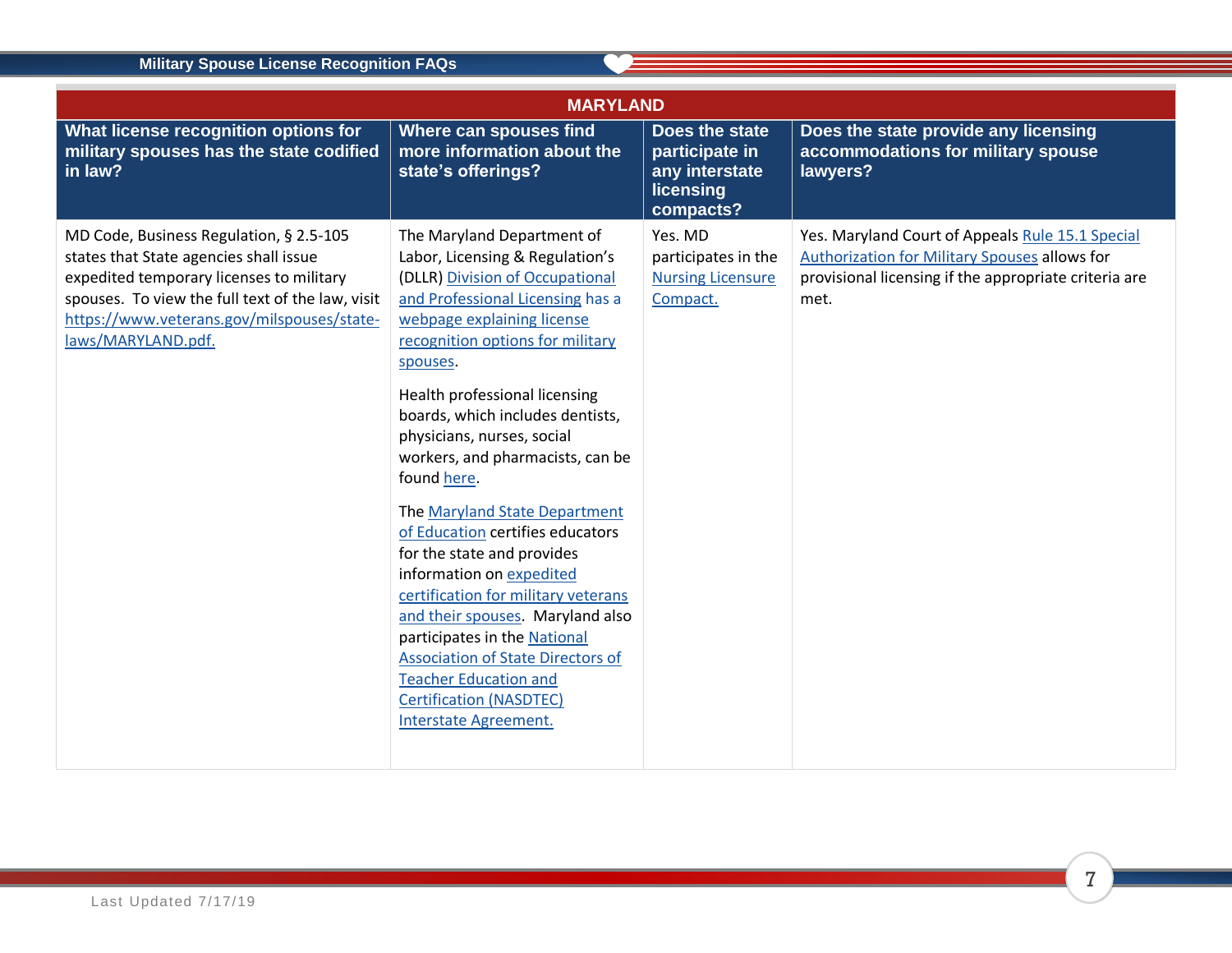| MARYLAND | | | |
|---|---|---|---|
| **What license recognition options for military spouses has the state codified in law?** | **Where can spouses find more information about the state's offerings?** | **Does the state participate in any interstate licensing compacts?** | **Does the state provide any licensing accommodations for military spouse lawyers?** |
| MD Code, Business Regulation, § 2.5-105 states that State agencies shall issue expedited temporary licenses to military spouses. To view the full text of the law, visit https://www.veterans.gov/milspouses/state-laws/MARYLAND.pdf. | The Maryland Department of Labor, Licensing & Regulation's (DLLR) Division of Occupational and Professional Licensing has a webpage explaining license recognition options for military spouses.<br><br>Health professional licensing boards, which includes dentists, physicians, nurses, social workers, and pharmacists, can be found here.<br><br>The Maryland State Department of Education certifies educators for the state and provides information on expedited certification for military veterans and their spouses. Maryland also participates in the National Association of State Directors of Teacher Education and Certification (NASDTEC) Interstate Agreement. | Yes. MD participates in the Nursing Licensure Compact. | Yes. Maryland Court of Appeals Rule 15.1 Special Authorization for Military Spouses allows for provisional licensing if the appropriate criteria are met. |

Last Updated 7/17/19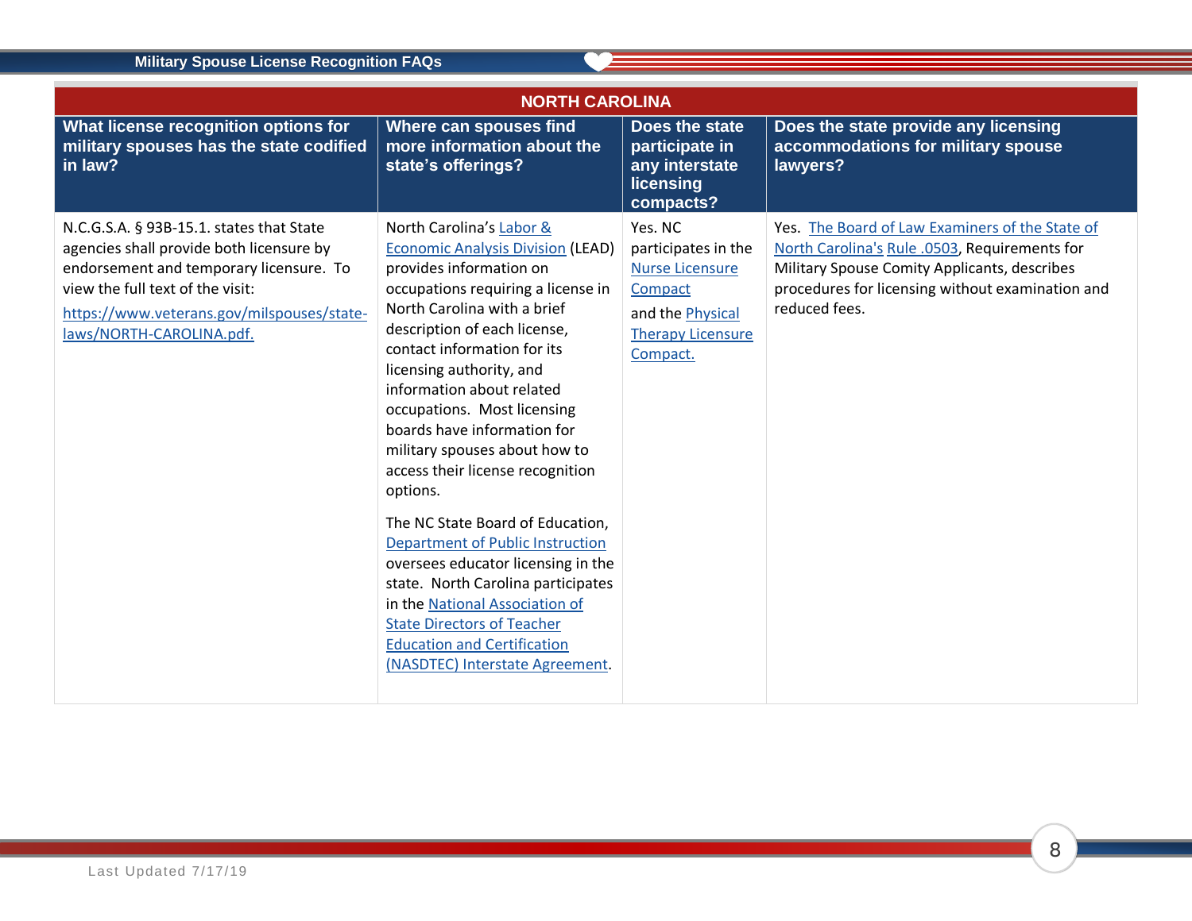| NORTH CAROLINA | | | |
|---|---|---|---|
| **What license recognition options for military spouses has the state codified in law?** | **Where can spouses find more information about the state's offerings?** | **Does the state participate in any interstate licensing compacts?** | **Does the state provide any licensing accommodations for military spouse lawyers?** |
| N.C.G.S.A. § 93B-15.1. states that State agencies shall provide both licensure by endorsement and temporary licensure. To view the full text of the visit: https://www.veterans.gov/milspouses/state-laws/NORTH-CAROLINA.pdf. | North Carolina's Labor & Economic Analysis Division (LEAD) provides information on occupations requiring a license in North Carolina with a brief description of each license, contact information for its licensing authority, and information about related occupations. Most licensing boards have information for military spouses about how to access their license recognition options.<br><br>The NC State Board of Education, Department of Public Instruction oversees educator licensing in the state. North Carolina participates in the National Association of State Directors of Teacher Education and Certification (NASDTEC) Interstate Agreement. | Yes. NC participates in the Nurse Licensure Compact<br><br>and the Physical Therapy Licensure Compact. | Yes. The Board of Law Examiners of the State of North Carolina's Rule .0503, Requirements for Military Spouse Comity Applicants, describes procedures for licensing without examination and reduced fees. |

Last Updated 7/17/19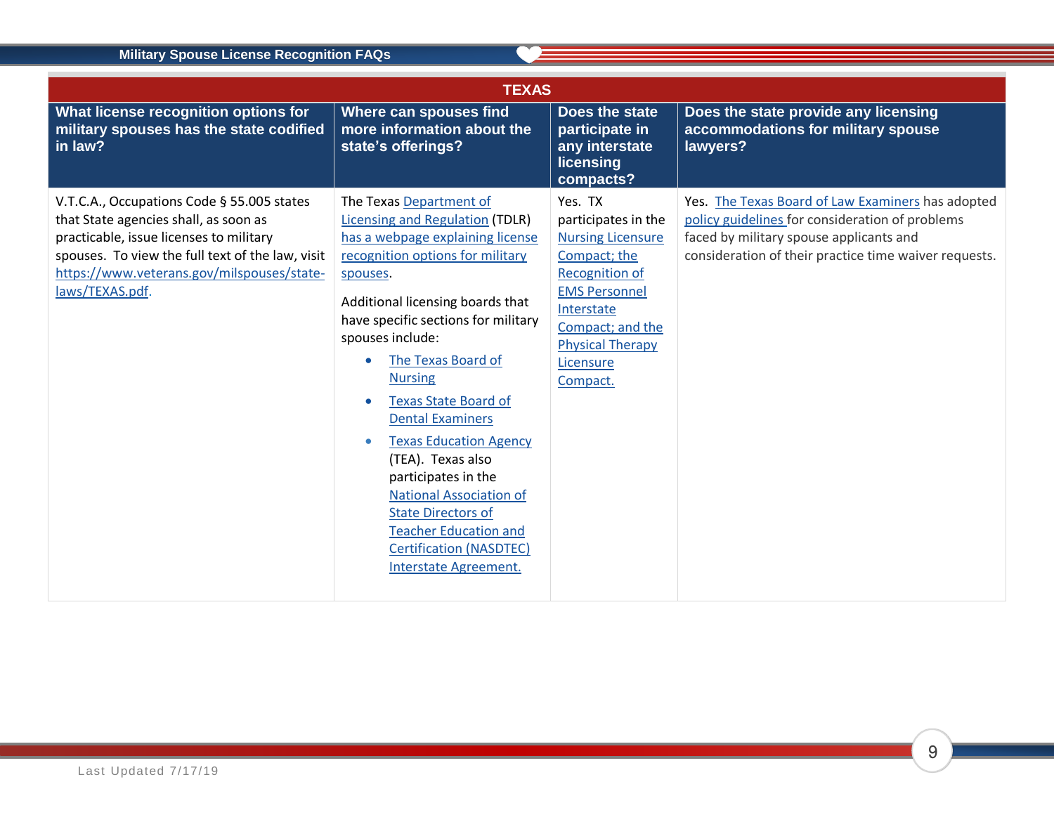| TEXAS | | | |
|---|---|---|---|
| **What license recognition options for military spouses has the state codified in law?** | **Where can spouses find more information about the state's offerings?** | **Does the state participate in any interstate licensing compacts?** | **Does the state provide any licensing accommodations for military spouse lawyers?** |
| V.T.C.A., Occupations Code § 55.005 states that State agencies shall, as soon as practicable, issue licenses to military spouses. To view the full text of the law, visit https://www.veterans.gov/milspouses/state-laws/TEXAS.pdf. | The Texas Department of Licensing and Regulation (TDLR) has a webpage explaining license recognition options for military spouses.<br><br>Additional licensing boards that have specific sections for military spouses include:<br>• The Texas Board of Nursing<br>• Texas State Board of Dental Examiners<br>• Texas Education Agency (TEA). Texas also participates in the National Association of State Directors of Teacher Education and Certification (NASDTEC) Interstate Agreement. | Yes. TX participates in the Nursing Licensure Compact; the Recognition of EMS Personnel Interstate Compact; and the Physical Therapy Licensure Compact. | Yes. The Texas Board of Law Examiners has adopted policy guidelines for consideration of problems faced by military spouse applicants and consideration of their practice time waiver requests. |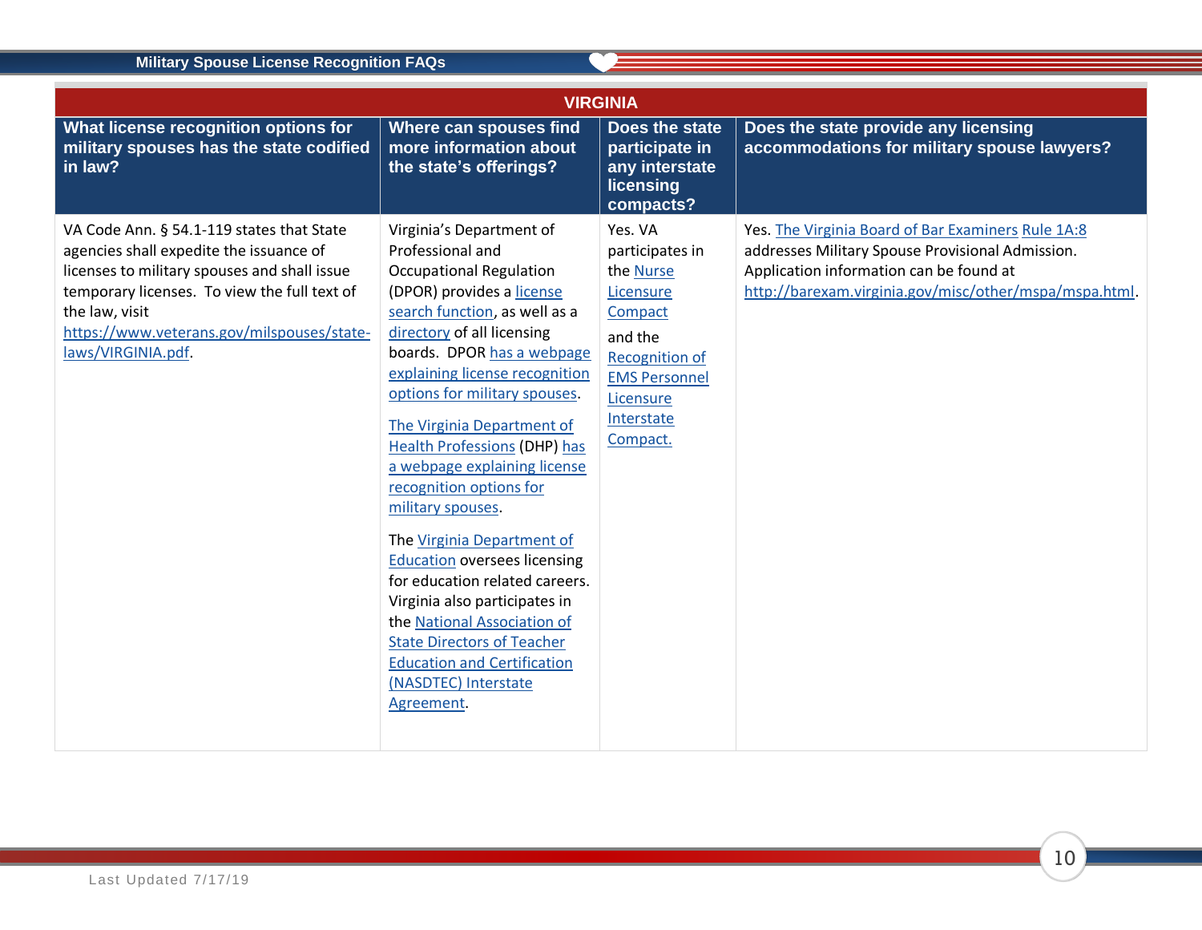| VIRGINIA | | | |
|---|---|---|---|
| **What license recognition options for military spouses has the state codified in law?** | **Where can spouses find more information about the state's offerings?** | **Does the state participate in any interstate licensing compacts?** | **Does the state provide any licensing accommodations for military spouse lawyers?** |
| VA Code Ann. § 54.1-119 states that State agencies shall expedite the issuance of licenses to military spouses and shall issue temporary licenses. To view the full text of the law, visit https://www.veterans.gov/milspouses/state-laws/VIRGINIA.pdf. | Virginia's Department of Professional and Occupational Regulation (DPOR) provides a license search function, as well as a directory of all licensing boards. DPOR has a webpage explaining license recognition options for military spouses.<br><br>The Virginia Department of Health Professions (DHP) has a webpage explaining license recognition options for military spouses.<br><br>The Virginia Department of Education oversees licensing for education related careers. Virginia also participates in the National Association of State Directors of Teacher Education and Certification (NASDTEC) Interstate Agreement. | Yes. VA participates in the Nurse Licensure Compact<br><br>and the Recognition of EMS Personnel Licensure Interstate Compact. | Yes. The Virginia Board of Bar Examiners Rule 1A:8 addresses Military Spouse Provisional Admission. Application information can be found at http://barexam.virginia.gov/misc/other/mspa/mspa.html. |

Last Updated 7/17/19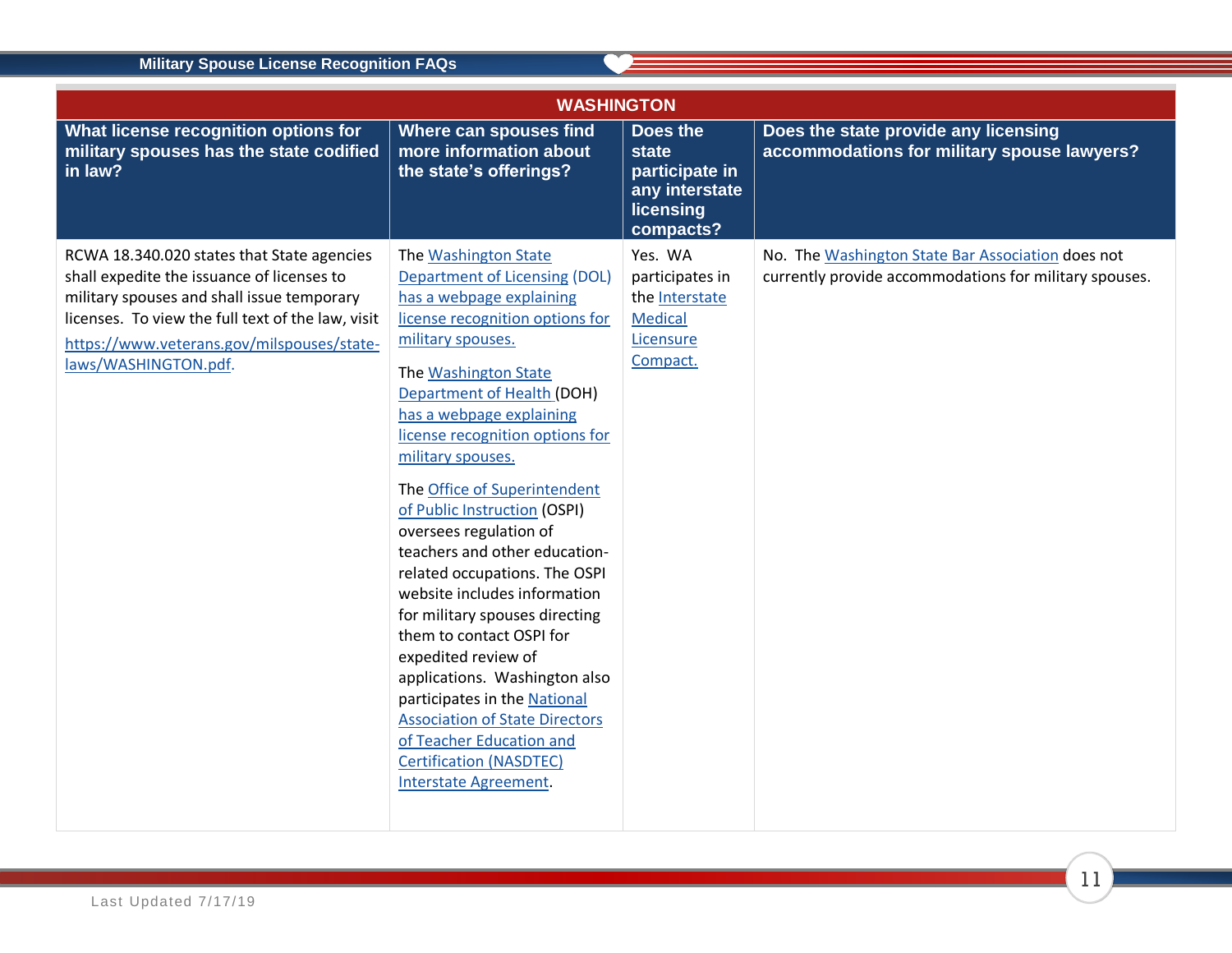| WASHINGTON | | | |
|---|---|---|---|
| **What license recognition options for military spouses has the state codified in law?** | **Where can spouses find more information about the state's offerings?** | **Does the state participate in any interstate licensing compacts?** | **Does the state provide any licensing accommodations for military spouse lawyers?** |
| RCWA 18.340.020 states that State agencies shall expedite the issuance of licenses to military spouses and shall issue temporary licenses. To view the full text of the law, visit https://www.veterans.gov/milspouses/state-laws/WASHINGTON.pdf. | The Washington State Department of Licensing (DOL) has a webpage explaining license recognition options for military spouses.<br><br>The Washington State Department of Health (DOH) has a webpage explaining license recognition options for military spouses.<br><br>The Office of Superintendent of Public Instruction (OSPI) oversees regulation of teachers and other education-related occupations. The OSPI website includes information for military spouses directing them to contact OSPI for expedited review of applications. Washington also participates in the National Association of State Directors of Teacher Education and Certification (NASDTEC) Interstate Agreement. | Yes. WA participates in the Interstate Medical Licensure Compact. | No. The Washington State Bar Association does not currently provide accommodations for military spouses. |

Last Updated 7/17/19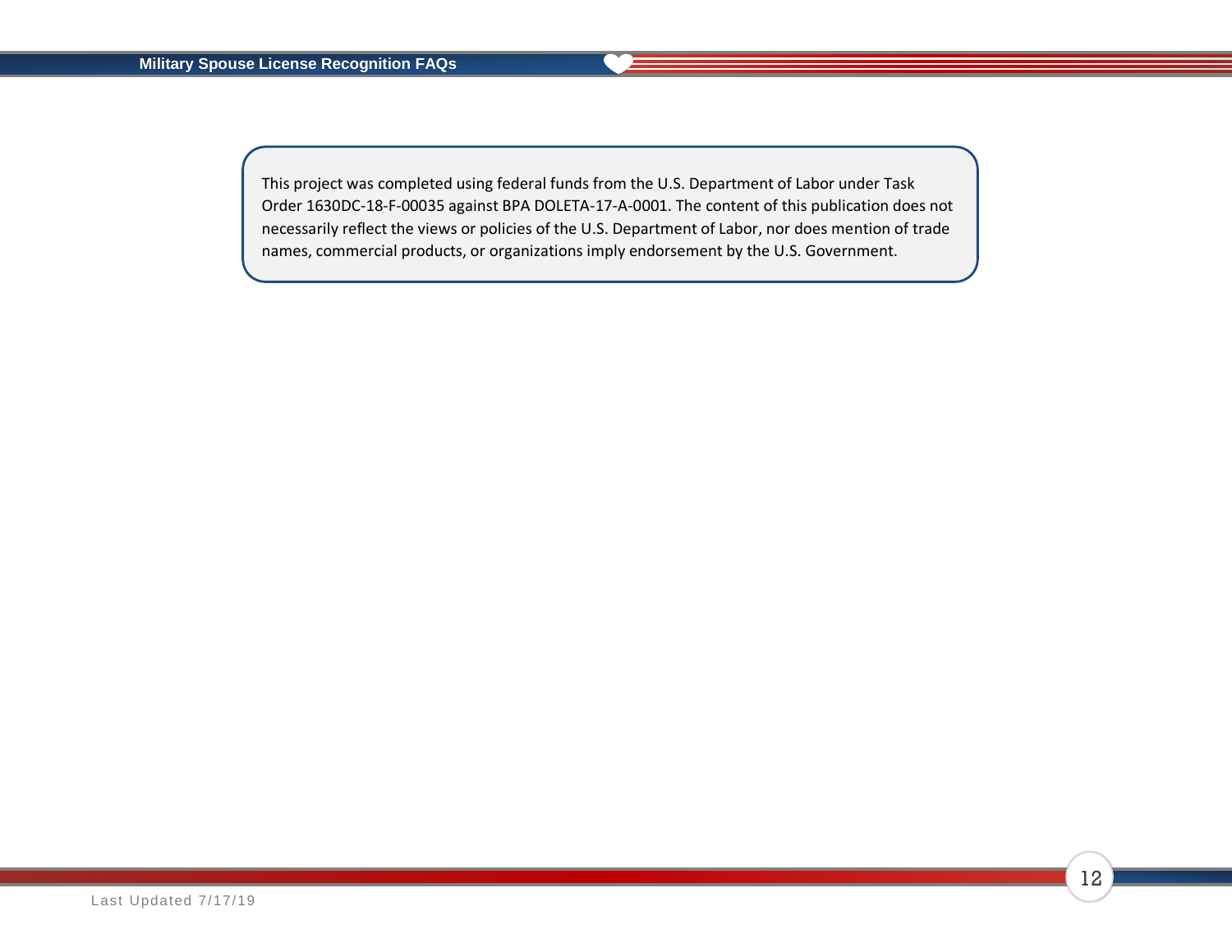This project was completed using federal funds from the U.S. Department of Labor under Task Order 1630DC-18-F-00035 against BPA DOLETA-17-A-0001. The content of this publication does not necessarily reflect the views or policies of the U.S. Department of Labor, nor does mention of trade names, commercial products, or organizations imply endorsement by the U.S. Government.